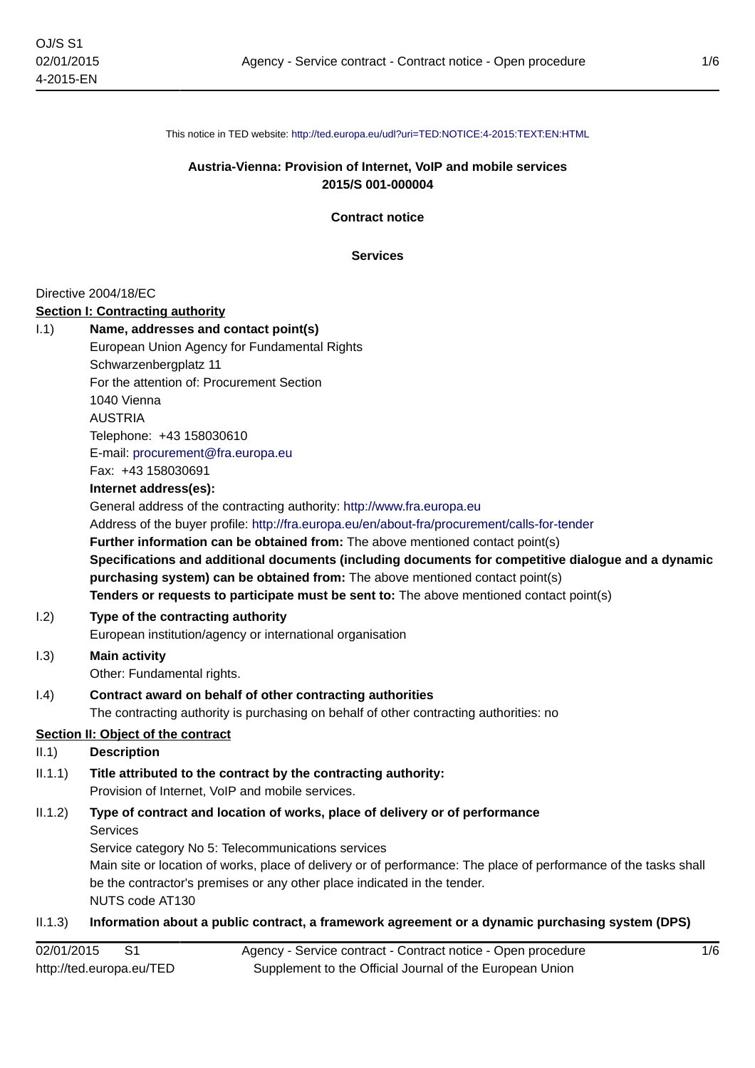This notice in TED website: http://ted.europa.eu/udl?uri=TED:NOTICE:4-2015:TEXT:EN:HTML

**Austria-Vienna: Provision of Internet, VoIP and mobile services**
**2015/S 001-000004**

**Contract notice**

**Services**

Directive 2004/18/EC

**Section I: Contracting authority**

I.1) **Name, addresses and contact point(s)**

European Union Agency for Fundamental Rights
Schwarzenbergplatz 11
For the attention of: Procurement Section
1040 Vienna
AUSTRIA
Telephone: +43 158030610
E-mail: procurement@fra.europa.eu
Fax: +43 158030691

**Internet address(es):**

General address of the contracting authority: http://www.fra.europa.eu

Address of the buyer profile: http://fra.europa.eu/en/about-fra/procurement/calls-for-tender

**Further information can be obtained from:** The above mentioned contact point(s)

**Specifications and additional documents (including documents for competitive dialogue and a dynamic purchasing system) can be obtained from:** The above mentioned contact point(s)

**Tenders or requests to participate must be sent to:** The above mentioned contact point(s)

I.2) **Type of the contracting authority**

European institution/agency or international organisation

I.3) **Main activity**

Other: Fundamental rights.

I.4) **Contract award on behalf of other contracting authorities**

The contracting authority is purchasing on behalf of other contracting authorities: no

**Section II: Object of the contract**

II.1) **Description**

II.1.1) **Title attributed to the contract by the contracting authority:**

Provision of Internet, VoIP and mobile services.

II.1.2) **Type of contract and location of works, place of delivery or of performance**

Services
Service category No 5: Telecommunications services
Main site or location of works, place of delivery or of performance: The place of performance of the tasks shall be the contractor's premises or any other place indicated in the tender.
NUTS code AT130

II.1.3) **Information about a public contract, a framework agreement or a dynamic purchasing system (DPS)**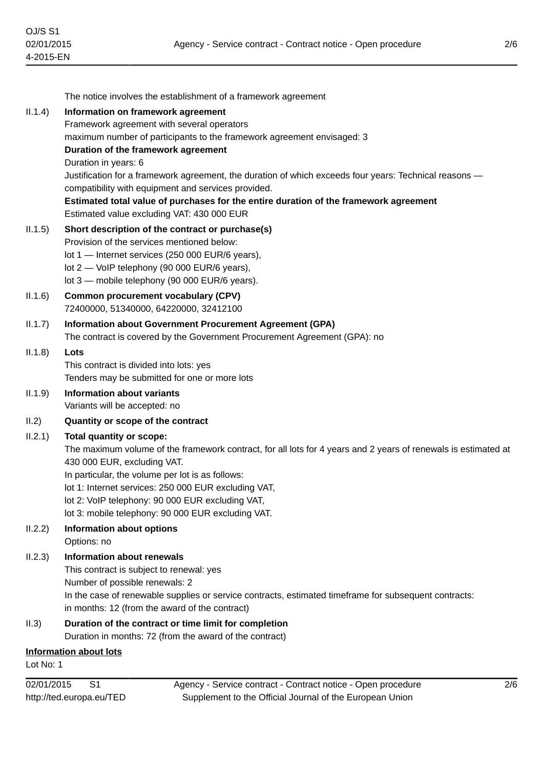The notice involves the establishment of a framework agreement

II.1.4) **Information on framework agreement**

Framework agreement with several operators

maximum number of participants to the framework agreement envisaged: 3

**Duration of the framework agreement**

Duration in years: 6

Justification for a framework agreement, the duration of which exceeds four years: Technical reasons — compatibility with equipment and services provided.

**Estimated total value of purchases for the entire duration of the framework agreement**

Estimated value excluding VAT: 430 000 EUR

II.1.5) **Short description of the contract or purchase(s)**

Provision of the services mentioned below:

lot 1 — Internet services (250 000 EUR/6 years),

lot 2 — VoIP telephony (90 000 EUR/6 years),

lot 3 — mobile telephony (90 000 EUR/6 years).

II.1.6) **Common procurement vocabulary (CPV)**

72400000, 51340000, 64220000, 32412100

II.1.7) **Information about Government Procurement Agreement (GPA)**

The contract is covered by the Government Procurement Agreement (GPA): no

II.1.8) **Lots**

This contract is divided into lots: yes

Tenders may be submitted for one or more lots

II.1.9) **Information about variants**

Variants will be accepted: no

II.2) **Quantity or scope of the contract**

II.2.1) **Total quantity or scope:**

The maximum volume of the framework contract, for all lots for 4 years and 2 years of renewals is estimated at 430 000 EUR, excluding VAT.

In particular, the volume per lot is as follows:

lot 1: Internet services: 250 000 EUR excluding VAT,

lot 2: VoIP telephony: 90 000 EUR excluding VAT,

lot 3: mobile telephony: 90 000 EUR excluding VAT.

II.2.2) **Information about options**

Options: no

II.2.3) **Information about renewals**

This contract is subject to renewal: yes

Number of possible renewals: 2

In the case of renewable supplies or service contracts, estimated timeframe for subsequent contracts:

in months: 12 (from the award of the contract)

II.3) **Duration of the contract or time limit for completion**

Duration in months: 72 (from the award of the contract)

**Information about lots**

Lot No: 1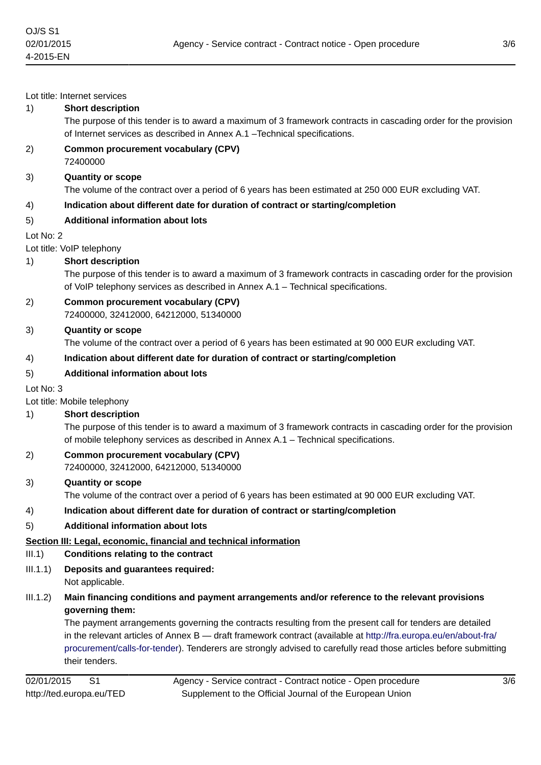Lot title: Internet services

1) **Short description**

The purpose of this tender is to award a maximum of 3 framework contracts in cascading order for the provision of Internet services as described in Annex A.1 –Technical specifications.

2) **Common procurement vocabulary (CPV)**

72400000

3) **Quantity or scope**

The volume of the contract over a period of 6 years has been estimated at 250 000 EUR excluding VAT.

4) **Indication about different date for duration of contract or starting/completion**

5) **Additional information about lots**

Lot No: 2

Lot title: VoIP telephony

1) **Short description**

The purpose of this tender is to award a maximum of 3 framework contracts in cascading order for the provision of VoIP telephony services as described in Annex A.1 – Technical specifications.

2) **Common procurement vocabulary (CPV)**

72400000, 32412000, 64212000, 51340000

3) **Quantity or scope**

The volume of the contract over a period of 6 years has been estimated at 90 000 EUR excluding VAT.

4) **Indication about different date for duration of contract or starting/completion**

5) **Additional information about lots**

Lot No: 3

Lot title: Mobile telephony

1) **Short description**

The purpose of this tender is to award a maximum of 3 framework contracts in cascading order for the provision of mobile telephony services as described in Annex A.1 – Technical specifications.

2) **Common procurement vocabulary (CPV)**

72400000, 32412000, 64212000, 51340000

3) **Quantity or scope**

The volume of the contract over a period of 6 years has been estimated at 90 000 EUR excluding VAT.

4) **Indication about different date for duration of contract or starting/completion**

5) **Additional information about lots**

## Section III: Legal, economic, financial and technical information

III.1) **Conditions relating to the contract**

III.1.1) **Deposits and guarantees required:**

Not applicable.

III.1.2) **Main financing conditions and payment arrangements and/or reference to the relevant provisions governing them:**

The payment arrangements governing the contracts resulting from the present call for tenders are detailed in the relevant articles of Annex B — draft framework contract (available at http://fra.europa.eu/en/about-fra/procurement/calls-for-tender). Tenderers are strongly advised to carefully read those articles before submitting their tenders.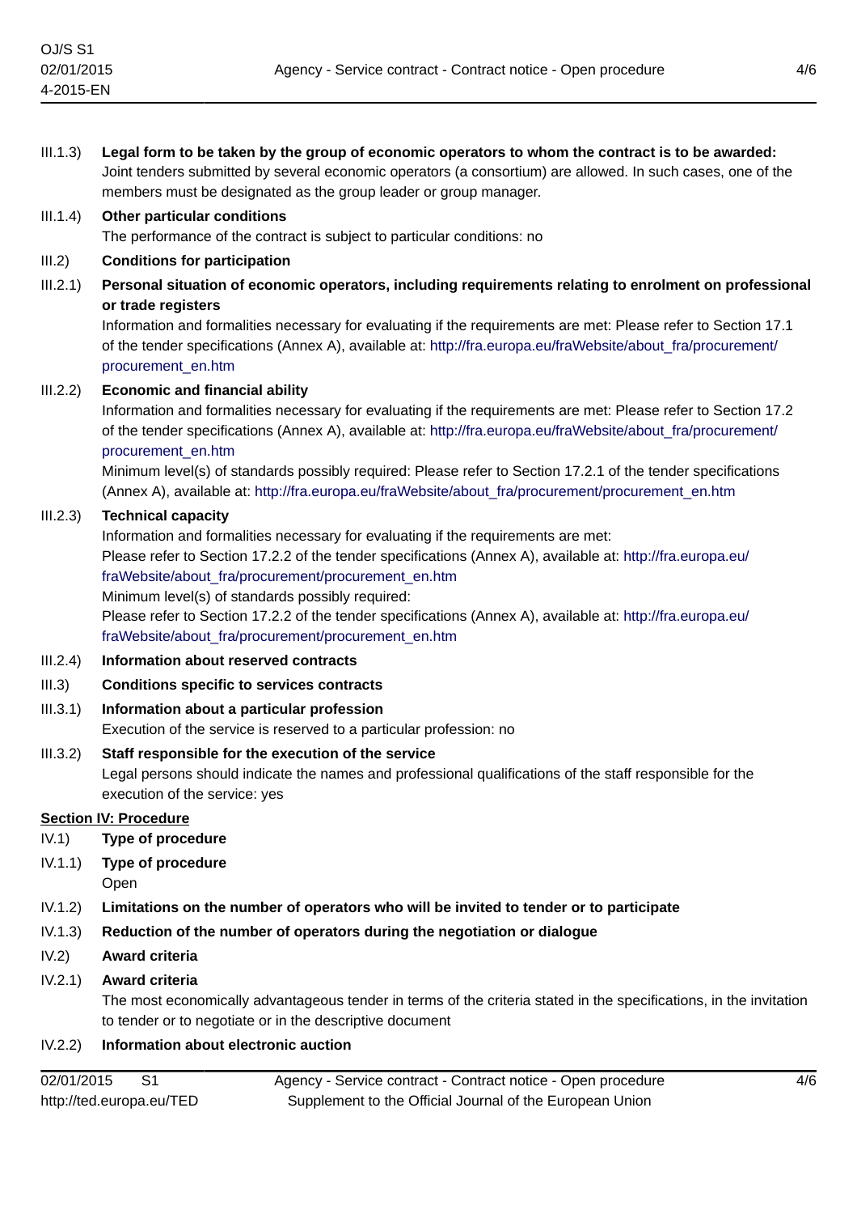III.1.3) **Legal form to be taken by the group of economic operators to whom the contract is to be awarded:**
Joint tenders submitted by several economic operators (a consortium) are allowed. In such cases, one of the members must be designated as the group leader or group manager.

III.1.4) **Other particular conditions**
The performance of the contract is subject to particular conditions: no

III.2) **Conditions for participation**

III.2.1) **Personal situation of economic operators, including requirements relating to enrolment on professional or trade registers**
Information and formalities necessary for evaluating if the requirements are met: Please refer to Section 17.1 of the tender specifications (Annex A), available at: http://fra.europa.eu/fraWebsite/about_fra/procurement/procurement_en.htm

III.2.2) **Economic and financial ability**
Information and formalities necessary for evaluating if the requirements are met: Please refer to Section 17.2 of the tender specifications (Annex A), available at: http://fra.europa.eu/fraWebsite/about_fra/procurement/procurement_en.htm
Minimum level(s) of standards possibly required: Please refer to Section 17.2.1 of the tender specifications (Annex A), available at: http://fra.europa.eu/fraWebsite/about_fra/procurement/procurement_en.htm

III.2.3) **Technical capacity**
Information and formalities necessary for evaluating if the requirements are met:
Please refer to Section 17.2.2 of the tender specifications (Annex A), available at: http://fra.europa.eu/fraWebsite/about_fra/procurement/procurement_en.htm
Minimum level(s) of standards possibly required:
Please refer to Section 17.2.2 of the tender specifications (Annex A), available at: http://fra.europa.eu/fraWebsite/about_fra/procurement/procurement_en.htm

III.2.4) **Information about reserved contracts**

III.3) **Conditions specific to services contracts**

III.3.1) **Information about a particular profession**
Execution of the service is reserved to a particular profession: no

III.3.2) **Staff responsible for the execution of the service**
Legal persons should indicate the names and professional qualifications of the staff responsible for the execution of the service: yes

## Section IV: Procedure

IV.1) **Type of procedure**

IV.1.1) **Type of procedure**
Open

IV.1.2) **Limitations on the number of operators who will be invited to tender or to participate**

IV.1.3) **Reduction of the number of operators during the negotiation or dialogue**

IV.2) **Award criteria**

IV.2.1) **Award criteria**
The most economically advantageous tender in terms of the criteria stated in the specifications, in the invitation to tender or to negotiate or in the descriptive document

IV.2.2) **Information about electronic auction**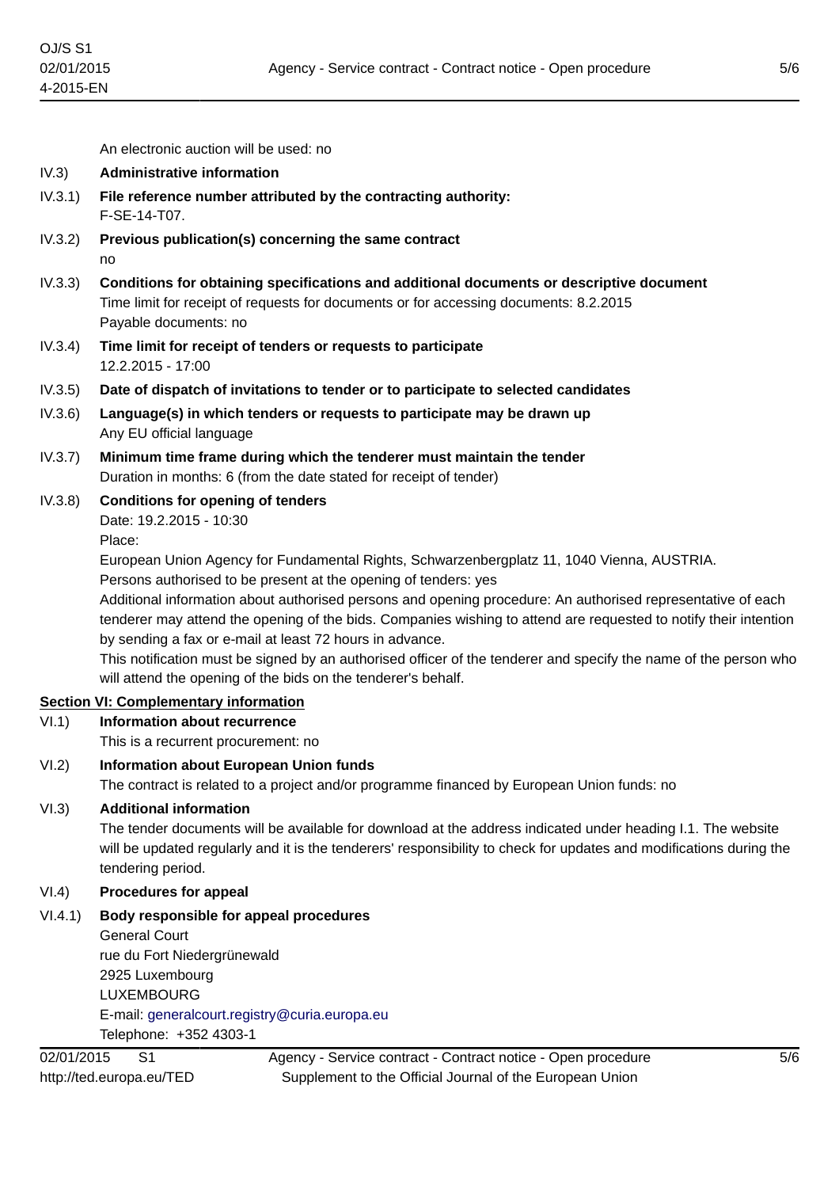An electronic auction will be used: no

IV.3) **Administrative information**

IV.3.1) **File reference number attributed by the contracting authority:**
F-SE-14-T07.

IV.3.2) **Previous publication(s) concerning the same contract**
no

IV.3.3) **Conditions for obtaining specifications and additional documents or descriptive document**
Time limit for receipt of requests for documents or for accessing documents: 8.2.2015
Payable documents: no

IV.3.4) **Time limit for receipt of tenders or requests to participate**
12.2.2015 - 17:00

IV.3.5) **Date of dispatch of invitations to tender or to participate to selected candidates**

IV.3.6) **Language(s) in which tenders or requests to participate may be drawn up**
Any EU official language

IV.3.7) **Minimum time frame during which the tenderer must maintain the tender**
Duration in months: 6 (from the date stated for receipt of tender)

IV.3.8) **Conditions for opening of tenders**
Date: 19.2.2015 - 10:30
Place:
European Union Agency for Fundamental Rights, Schwarzenbergplatz 11, 1040 Vienna, AUSTRIA.
Persons authorised to be present at the opening of tenders: yes
Additional information about authorised persons and opening procedure: An authorised representative of each tenderer may attend the opening of the bids. Companies wishing to attend are requested to notify their intention by sending a fax or e-mail at least 72 hours in advance.
This notification must be signed by an authorised officer of the tenderer and specify the name of the person who will attend the opening of the bids on the tenderer's behalf.

## Section VI: Complementary information

VI.1) **Information about recurrence**
This is a recurrent procurement: no

VI.2) **Information about European Union funds**
The contract is related to a project and/or programme financed by European Union funds: no

VI.3) **Additional information**
The tender documents will be available for download at the address indicated under heading I.1. The website will be updated regularly and it is the tenderers' responsibility to check for updates and modifications during the tendering period.

VI.4) **Procedures for appeal**

VI.4.1) **Body responsible for appeal procedures**
General Court
rue du Fort Niedergrünewald
2925 Luxembourg
LUXEMBOURG
E-mail: generalcourt.registry@curia.europa.eu
Telephone: +352 4303-1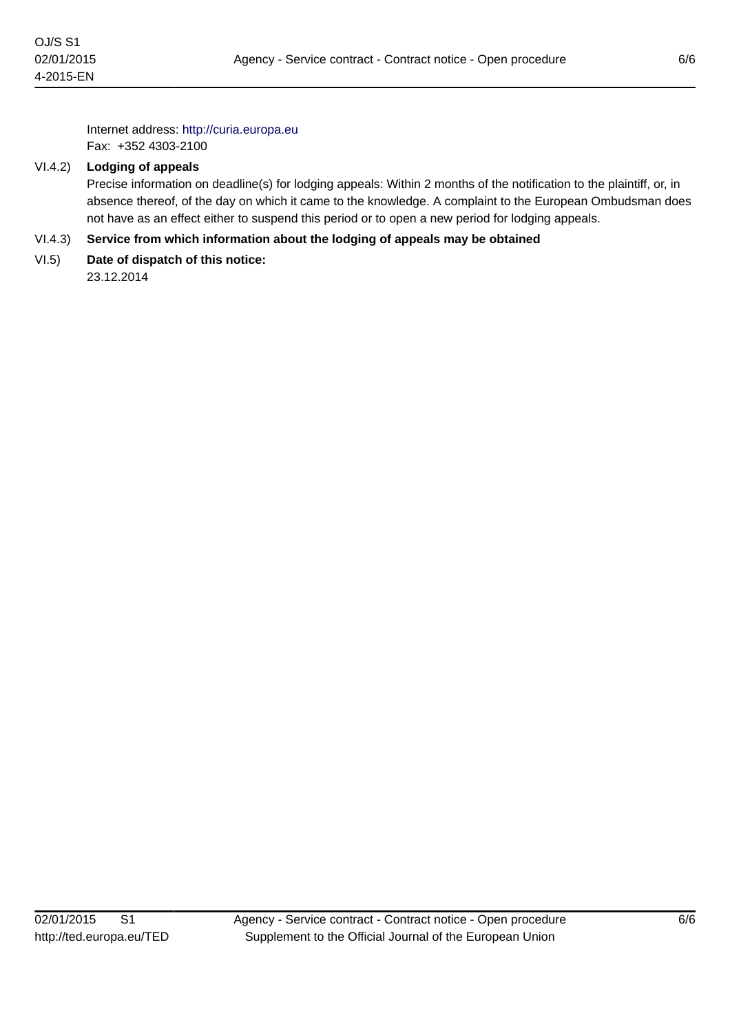Internet address: http://curia.europa.eu
Fax: +352 4303-2100

**VI.4.2) Lodging of appeals**

Precise information on deadline(s) for lodging appeals: Within 2 months of the notification to the plaintiff, or, in absence thereof, of the day on which it came to the knowledge. A complaint to the European Ombudsman does not have as an effect either to suspend this period or to open a new period for lodging appeals.

**VI.4.3) Service from which information about the lodging of appeals may be obtained**

**VI.5) Date of dispatch of this notice:**

23.12.2014